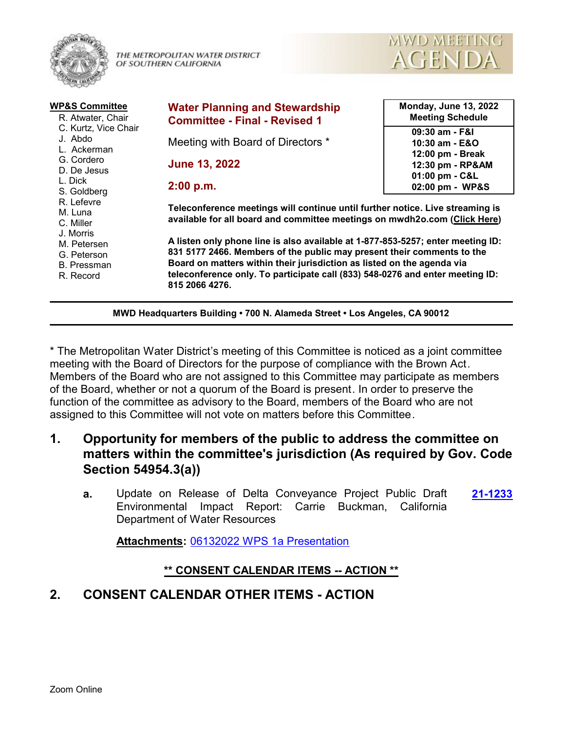THE METROPOLITAN WATER DISTRICT OF SOUTHERN CALIFORNIA

MWD MEETING AGENDA

**WP&S Committee**

R. Atwater, Chair
C. Kurtz, Vice Chair
J. Abdo
L. Ackerman
G. Cordero
D. De Jesus
L. Dick
S. Goldberg
R. Lefevre
M. Luna
C. Miller
J. Morris
M. Petersen
G. Peterson
B. Pressman
R. Record

## Water Planning and Stewardship Committee - Final - Revised 1

Meeting with Board of Directors *

**June 13, 2022**

**2:00 p.m.**

| Monday, June 13, 2022 Meeting Schedule |
|---|
| 09:30 am - F&I |
| 10:30 am - E&O |
| 12:00 pm - Break |
| 12:30 pm - RP&AM |
| 01:00 pm - C&L |
| 02:00 pm - WP&S |

**Teleconference meetings will continue until further notice. Live streaming is available for all board and committee meetings on mwdh2o.com (Click Here)**

**A listen only phone line is also available at 1-877-853-5257; enter meeting ID: 831 5177 2466. Members of the public may present their comments to the Board on matters within their jurisdiction as listed on the agenda via teleconference only. To participate call (833) 548-0276 and enter meeting ID: 815 2066 4276.**

**MWD Headquarters Building • 700 N. Alameda Street • Los Angeles, CA 90012**

* The Metropolitan Water District's meeting of this Committee is noticed as a joint committee meeting with the Board of Directors for the purpose of compliance with the Brown Act. Members of the Board who are not assigned to this Committee may participate as members of the Board, whether or not a quorum of the Board is present. In order to preserve the function of the committee as advisory to the Board, members of the Board who are not assigned to this Committee will not vote on matters before this Committee.

## 1. Opportunity for members of the public to address the committee on matters within the committee's jurisdiction (As required by Gov. Code Section 54954.3(a))

**a.** Update on Release of Delta Conveyance Project Public Draft Environmental Impact Report: Carrie Buckman, California Department of Water Resources **21-1233**

**Attachments:** 06132022 WPS 1a Presentation

**\*\* CONSENT CALENDAR ITEMS -- ACTION \*\***

## 2. CONSENT CALENDAR OTHER ITEMS - ACTION

Zoom Online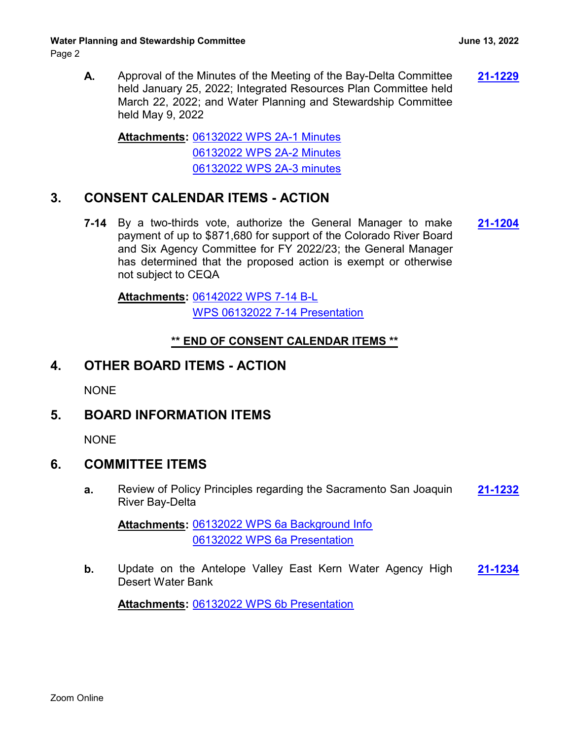**A.** Approval of the Minutes of the Meeting of the Bay-Delta Committee held January 25, 2022; Integrated Resources Plan Committee held March 22, 2022; and Water Planning and Stewardship Committee held May 9, 2022 **21-1229**

**Attachments:** 06132022 WPS 2A-1 Minutes
06132022 WPS 2A-2 Minutes
06132022 WPS 2A-3 minutes

## 3. CONSENT CALENDAR ITEMS - ACTION

**7-14** By a two-thirds vote, authorize the General Manager to make payment of up to $871,680 for support of the Colorado River Board and Six Agency Committee for FY 2022/23; the General Manager has determined that the proposed action is exempt or otherwise not subject to CEQA **21-1204**

**Attachments:** 06142022 WPS 7-14 B-L
WPS 06132022 7-14 Presentation

**\*\* END OF CONSENT CALENDAR ITEMS \*\***

## 4. OTHER BOARD ITEMS - ACTION

NONE

## 5. BOARD INFORMATION ITEMS

NONE

## 6. COMMITTEE ITEMS

**a.** Review of Policy Principles regarding the Sacramento San Joaquin River Bay-Delta **21-1232**

**Attachments:** 06132022 WPS 6a Background Info
06132022 WPS 6a Presentation

**b.** Update on the Antelope Valley East Kern Water Agency High Desert Water Bank **21-1234**

**Attachments:** 06132022 WPS 6b Presentation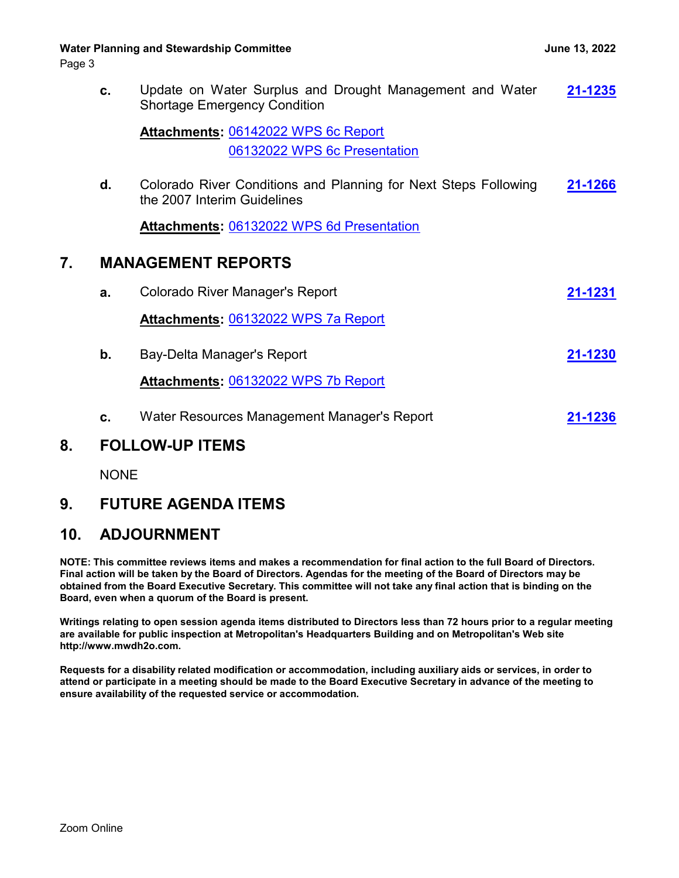c. Update on Water Surplus and Drought Management and Water Shortage Emergency Condition **21-1235**

**Attachments:** 06142022 WPS 6c Report
06132022 WPS 6c Presentation

d. Colorado River Conditions and Planning for Next Steps Following the 2007 Interim Guidelines **21-1266**

**Attachments:** 06132022 WPS 6d Presentation

## 7. MANAGEMENT REPORTS

a. Colorado River Manager's Report **21-1231**

**Attachments:** 06132022 WPS 7a Report

b. Bay-Delta Manager's Report **21-1230**

**Attachments:** 06132022 WPS 7b Report

c. Water Resources Management Manager's Report **21-1236**

## 8. FOLLOW-UP ITEMS

NONE

## 9. FUTURE AGENDA ITEMS

## 10. ADJOURNMENT

**NOTE: This committee reviews items and makes a recommendation for final action to the full Board of Directors. Final action will be taken by the Board of Directors. Agendas for the meeting of the Board of Directors may be obtained from the Board Executive Secretary. This committee will not take any final action that is binding on the Board, even when a quorum of the Board is present.**

**Writings relating to open session agenda items distributed to Directors less than 72 hours prior to a regular meeting are available for public inspection at Metropolitan's Headquarters Building and on Metropolitan's Web site http://www.mwdh2o.com.**

**Requests for a disability related modification or accommodation, including auxiliary aids or services, in order to attend or participate in a meeting should be made to the Board Executive Secretary in advance of the meeting to ensure availability of the requested service or accommodation.**